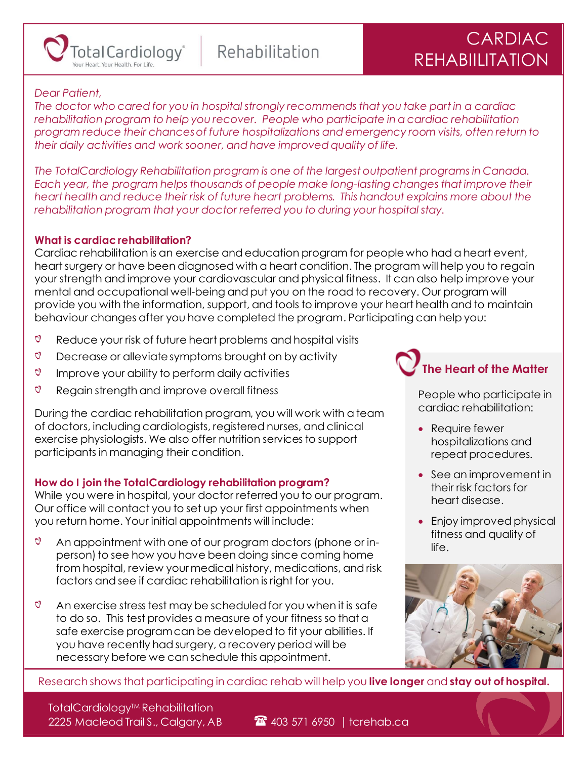TotalCardiology® Rehabilitation

Your Heart. Your Health. For Life.

# CARDIAC REHABIILITATION

*Dear Patient,*

*The doctor who cared for you in hospital strongly recommends that you take part in a cardiac rehabilitation program to help you recover. People who participate in a cardiac rehabilitation program reduce their chances of future hospitalizations and emergency room visits, often return to their daily activities and work sooner, and have improved quality of life.*

*The TotalCardiology Rehabilitation program is one of the largest outpatient programs in Canada. Each year, the program helps thousands of people make long-lasting changes that improve their heart health and reduce their risk of future heart problems. This handout explains more about the rehabilitation program that your doctor referred you to during your hospital stay.*

### What is cardiac rehabilitation?

Cardiac rehabilitation is an exercise and education program for people who had a heart event, heart surgery or have been diagnosed with a heart condition. The program will help you to regain your strength and improve your cardiovascular and physical fitness. It can also help improve your mental and occupational well-being and put you on the road to recovery. Our program will provide you with the information, support, and tools to improve your heart health and to maintain behaviour changes after you have completed the program. Participating can help you:

- Reduce your risk of future heart problems and hospital visits
- Decrease or alleviate symptoms brought on by activity
- Improve your ability to perform daily activities
- Regain strength and improve overall fitness

During the cardiac rehabilitation program, you will work with a team of doctors, including cardiologists, registered nurses, and clinical exercise physiologists. We also offer nutrition services to support participants in managing their condition.

### How do I join the TotalCardiology rehabilitation program?

While you were in hospital, your doctor referred you to our program. Our office will contact you to set up your first appointments when you return home. Your initial appointments will include:

- An appointment with one of our program doctors (phone or in-person) to see how you have been doing since coming home from hospital, review your medical history, medications, and risk factors and see if cardiac rehabilitation is right for you.
- An exercise stress test may be scheduled for you when it is safe to do so. This test provides a measure of your fitness so that a safe exercise program can be developed to fit your abilities. If you have recently had surgery, a recovery period will be necessary before we can schedule this appointment.

### The Heart of the Matter

People who participate in cardiac rehabilitation:

- Require fewer hospitalizations and repeat procedures.
- See an improvement in their risk factors for heart disease.
- Enjoy improved physical fitness and quality of life.

Research shows that participating in cardiac rehab will help you **live longer** and **stay out of hospital.**

TotalCardiology™ Rehabilitation
2225 Macleod Trail S., Calgary, AB
☎ 403 571 6950 | tcrehab.ca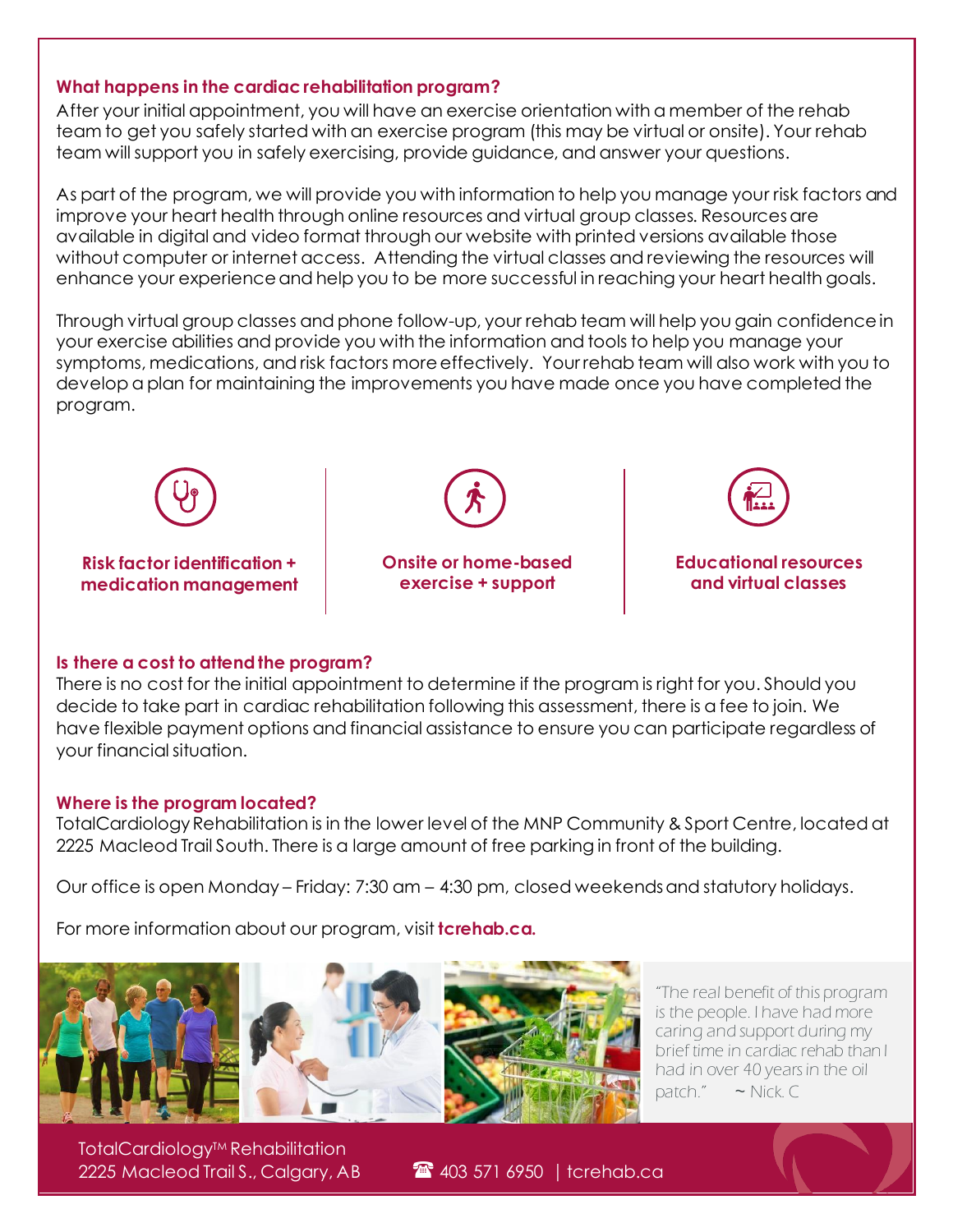### What happens in the cardiac rehabilitation program?

After your initial appointment, you will have an exercise orientation with a member of the rehab team to get you safely started with an exercise program (this may be virtual or onsite). Your rehab team will support you in safely exercising, provide guidance, and answer your questions.

As part of the program, we will provide you with information to help you manage your risk factors and improve your heart health through online resources and virtual group classes. Resources are available in digital and video format through our website with printed versions available those without computer or internet access. Attending the virtual classes and reviewing the resources will enhance your experience and help you to be more successful in reaching your heart health goals.

Through virtual group classes and phone follow-up, your rehab team will help you gain confidence in your exercise abilities and provide you with the information and tools to help you manage your symptoms, medications, and risk factors more effectively. Your rehab team will also work with you to develop a plan for maintaining the improvements you have made once you have completed the program.

**Risk factor identification + medication management**

**Onsite or home-based exercise + support**

**Educational resources and virtual classes**

### Is there a cost to attend the program?

There is no cost for the initial appointment to determine if the program is right for you. Should you decide to take part in cardiac rehabilitation following this assessment, there is a fee to join. We have flexible payment options and financial assistance to ensure you can participate regardless of your financial situation.

### Where is the program located?

TotalCardiology Rehabilitation is in the lower level of the MNP Community & Sport Centre, located at 2225 Macleod Trail South. There is a large amount of free parking in front of the building.

Our office is open Monday – Friday: 7:30 am – 4:30 pm, closed weekends and statutory holidays.

For more information about our program, visit **tcrehab.ca.**

*"The real benefit of this program is the people. I have had more caring and support during my brief time in cardiac rehab than I had in over 40 years in the oil patch."* ~ Nick. C

TotalCardiology™ Rehabilitation
2225 Macleod Trail S., Calgary, AB
☎ 403 571 6950 | tcrehab.ca